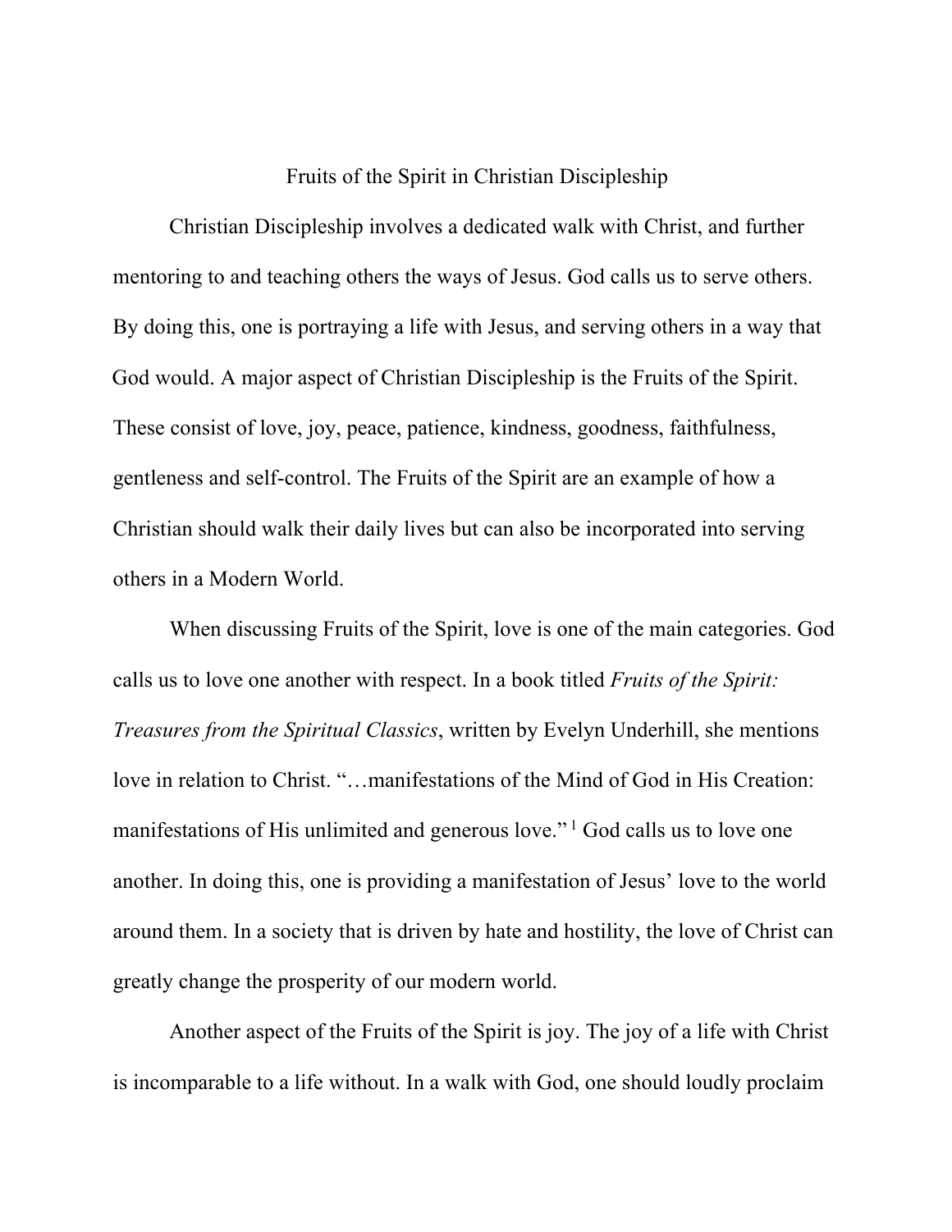# Fruits of the Spirit in Christian Discipleship

Christian Discipleship involves a dedicated walk with Christ, and further mentoring to and teaching others the ways of Jesus. God calls us to serve others. By doing this, one is portraying a life with Jesus, and serving others in a way that God would. A major aspect of Christian Discipleship is the Fruits of the Spirit. These consist of love, joy, peace, patience, kindness, goodness, faithfulness, gentleness and self-control. The Fruits of the Spirit are an example of how a Christian should walk their daily lives but can also be incorporated into serving others in a Modern World.

When discussing Fruits of the Spirit, love is one of the main categories. God calls us to love one another with respect. In a book titled *Fruits of the Spirit: Treasures from the Spiritual Classics*, written by Evelyn Underhill, she mentions love in relation to Christ. "…manifestations of the Mind of God in His Creation: manifestations of His unlimited and generous love." [1] God calls us to love one another. In doing this, one is providing a manifestation of Jesus' love to the world around them. In a society that is driven by hate and hostility, the love of Christ can greatly change the prosperity of our modern world.

Another aspect of the Fruits of the Spirit is joy. The joy of a life with Christ is incomparable to a life without. In a walk with God, one should loudly proclaim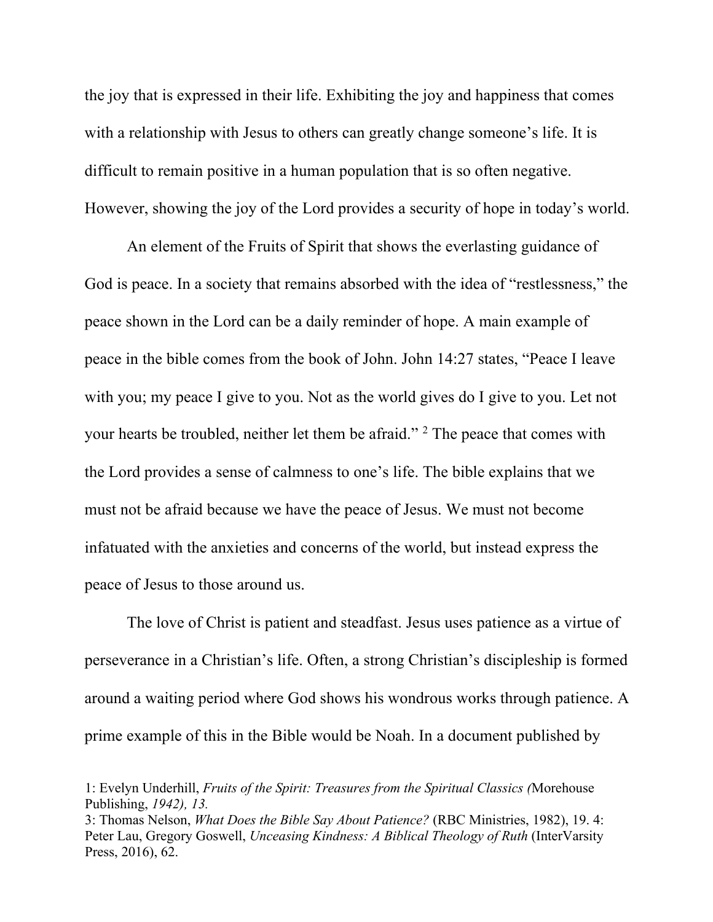the joy that is expressed in their life. Exhibiting the joy and happiness that comes with a relationship with Jesus to others can greatly change someone's life. It is difficult to remain positive in a human population that is so often negative. However, showing the joy of the Lord provides a security of hope in today's world.

An element of the Fruits of Spirit that shows the everlasting guidance of God is peace. In a society that remains absorbed with the idea of "restlessness," the peace shown in the Lord can be a daily reminder of hope. A main example of peace in the bible comes from the book of John. John 14:27 states, "Peace I leave with you; my peace I give to you. Not as the world gives do I give to you. Let not your hearts be troubled, neither let them be afraid." [2] The peace that comes with the Lord provides a sense of calmness to one's life. The bible explains that we must not be afraid because we have the peace of Jesus. We must not become infatuated with the anxieties and concerns of the world, but instead express the peace of Jesus to those around us.

The love of Christ is patient and steadfast. Jesus uses patience as a virtue of perseverance in a Christian's life. Often, a strong Christian's discipleship is formed around a waiting period where God shows his wondrous works through patience. A prime example of this in the Bible would be Noah. In a document published by

1: Evelyn Underhill, *Fruits of the Spirit: Treasures from the Spiritual Classics (*Morehouse Publishing, *1942), 13.*
3: Thomas Nelson, *What Does the Bible Say About Patience?* (RBC Ministries, 1982), 19. 4: Peter Lau, Gregory Goswell, *Unceasing Kindness: A Biblical Theology of Ruth* (InterVarsity Press, 2016), 62.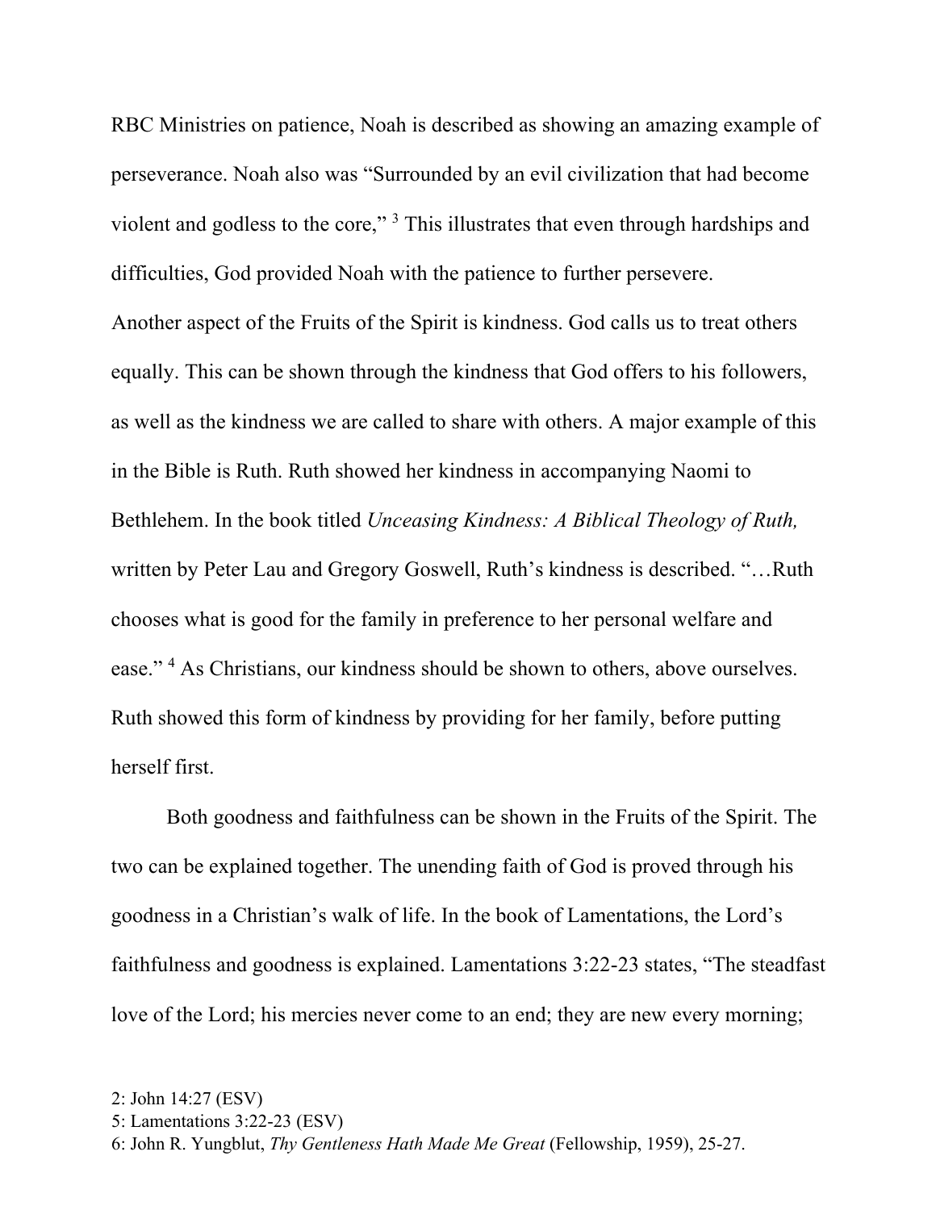RBC Ministries on patience, Noah is described as showing an amazing example of perseverance. Noah also was "Surrounded by an evil civilization that had become violent and godless to the core," [3] This illustrates that even through hardships and difficulties, God provided Noah with the patience to further persevere.

Another aspect of the Fruits of the Spirit is kindness. God calls us to treat others equally. This can be shown through the kindness that God offers to his followers, as well as the kindness we are called to share with others. A major example of this in the Bible is Ruth. Ruth showed her kindness in accompanying Naomi to Bethlehem. In the book titled *Unceasing Kindness: A Biblical Theology of Ruth,* written by Peter Lau and Gregory Goswell, Ruth's kindness is described. "…Ruth chooses what is good for the family in preference to her personal welfare and ease." [4] As Christians, our kindness should be shown to others, above ourselves. Ruth showed this form of kindness by providing for her family, before putting herself first.

Both goodness and faithfulness can be shown in the Fruits of the Spirit. The two can be explained together. The unending faith of God is proved through his goodness in a Christian's walk of life. In the book of Lamentations, the Lord's faithfulness and goodness is explained. Lamentations 3:22-23 states, "The steadfast love of the Lord; his mercies never come to an end; they are new every morning;

2: John 14:27 (ESV)
5: Lamentations 3:22-23 (ESV)
6: John R. Yungblut, *Thy Gentleness Hath Made Me Great* (Fellowship, 1959), 25-27.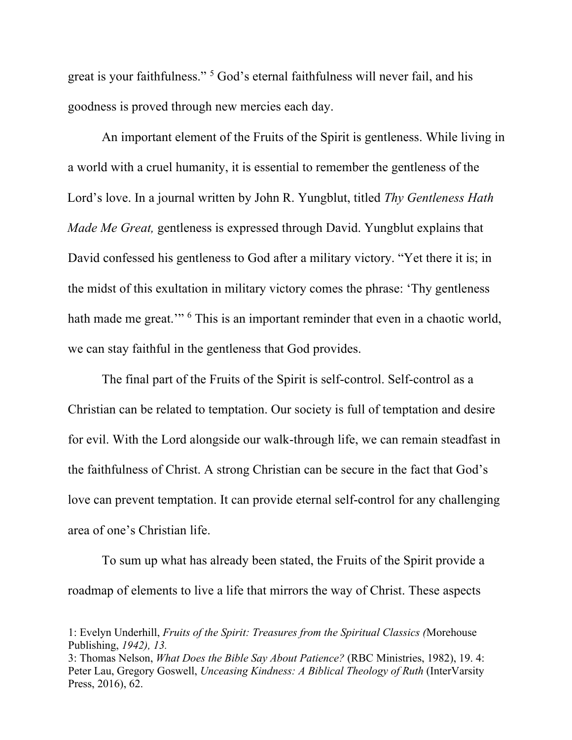great is your faithfulness." [5] God's eternal faithfulness will never fail, and his goodness is proved through new mercies each day.

An important element of the Fruits of the Spirit is gentleness. While living in a world with a cruel humanity, it is essential to remember the gentleness of the Lord's love. In a journal written by John R. Yungblut, titled *Thy Gentleness Hath Made Me Great,* gentleness is expressed through David. Yungblut explains that David confessed his gentleness to God after a military victory. "Yet there it is; in the midst of this exultation in military victory comes the phrase: 'Thy gentleness hath made me great.'" [6] This is an important reminder that even in a chaotic world, we can stay faithful in the gentleness that God provides.

The final part of the Fruits of the Spirit is self-control. Self-control as a Christian can be related to temptation. Our society is full of temptation and desire for evil. With the Lord alongside our walk-through life, we can remain steadfast in the faithfulness of Christ. A strong Christian can be secure in the fact that God's love can prevent temptation. It can provide eternal self-control for any challenging area of one's Christian life.

To sum up what has already been stated, the Fruits of the Spirit provide a roadmap of elements to live a life that mirrors the way of Christ. These aspects

1: Evelyn Underhill, *Fruits of the Spirit: Treasures from the Spiritual Classics (*Morehouse Publishing, *1942), 13.*
3: Thomas Nelson, *What Does the Bible Say About Patience?* (RBC Ministries, 1982), 19. 4: Peter Lau, Gregory Goswell, *Unceasing Kindness: A Biblical Theology of Ruth* (InterVarsity Press, 2016), 62.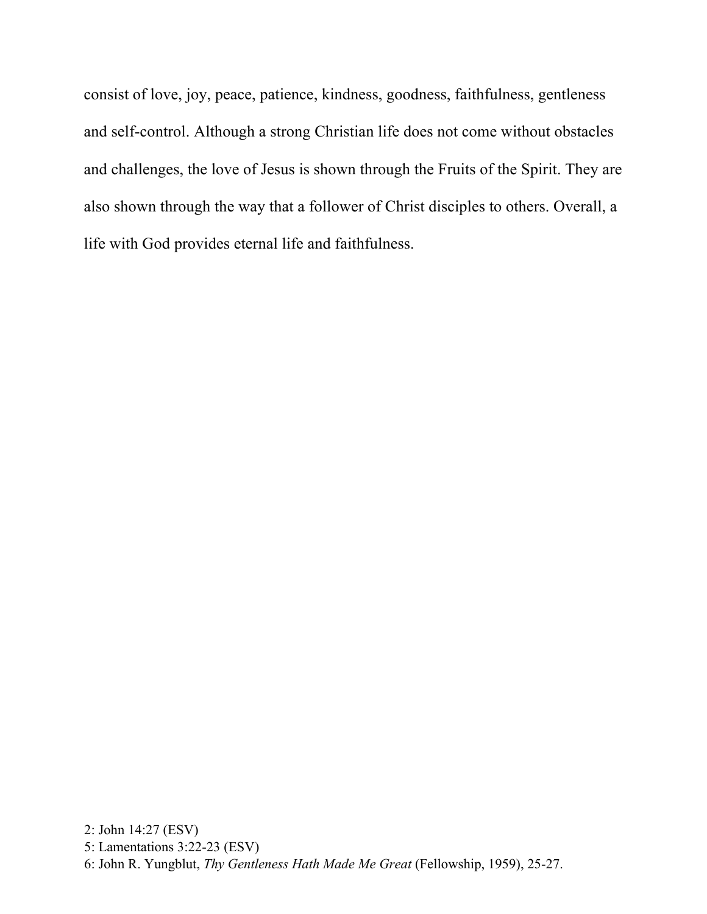consist of love, joy, peace, patience, kindness, goodness, faithfulness, gentleness and self-control. Although a strong Christian life does not come without obstacles and challenges, the love of Jesus is shown through the Fruits of the Spirit. They are also shown through the way that a follower of Christ disciples to others. Overall, a life with God provides eternal life and faithfulness.

2: John 14:27 (ESV)
5: Lamentations 3:22-23 (ESV)
6: John R. Yungblut, *Thy Gentleness Hath Made Me Great* (Fellowship, 1959), 25-27.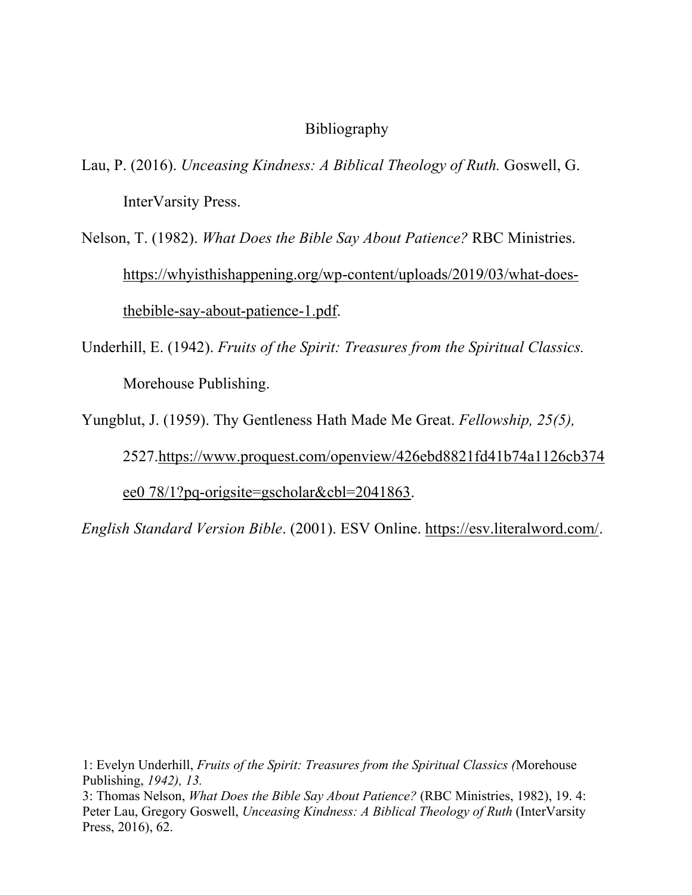# Bibliography

Lau, P. (2016). *Unceasing Kindness: A Biblical Theology of Ruth.* Goswell, G. InterVarsity Press.

Nelson, T. (1982). *What Does the Bible Say About Patience?* RBC Ministries. https://whyisthishappening.org/wp-content/uploads/2019/03/what-does-thebible-say-about-patience-1.pdf.

Underhill, E. (1942). *Fruits of the Spirit: Treasures from the Spiritual Classics.* Morehouse Publishing.

Yungblut, J. (1959). Thy Gentleness Hath Made Me Great. *Fellowship, 25(5),* 2527.https://www.proquest.com/openview/426ebd8821fd41b74a1126cb374ee0 78/1?pq-origsite=gscholar&cbl=2041863.

*English Standard Version Bible*. (2001). ESV Online. https://esv.literalword.com/.

1: Evelyn Underhill, *Fruits of the Spirit: Treasures from the Spiritual Classics (*Morehouse Publishing, *1942), 13.*
3: Thomas Nelson, *What Does the Bible Say About Patience?* (RBC Ministries, 1982), 19. 4: Peter Lau, Gregory Goswell, *Unceasing Kindness: A Biblical Theology of Ruth* (InterVarsity Press, 2016), 62.